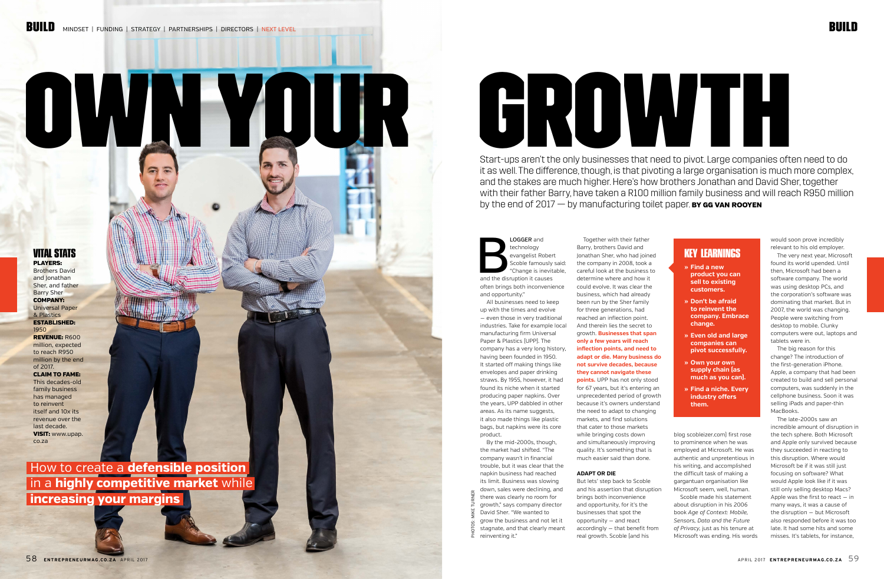# OWN YOUR GROWTH

Start-ups aren't the only businesses that need to pivot. Large companies often need to do it as well. The difference, though, is that pivoting a large organisation is much more complex, and the stakes are much higher. Here's how brothers Jonathan and David Sher, together with their father Barry, have taken a R100 million family business and will reach R950 million by the end of 2017 — by manufacturing toilet paper. **BY GG VAN ROOYEN**

## VITAL STATS

**PLAYERS:** Brothers David and Jonathan Sher, and father Barry Sher

**COMPANY:** Universal Paper & Plastics

**ESTABLISHED:** 1950

**REVENUE:** R600 million, expected to reach R950 million by the end of 2017.

**CLAIM TO FAME:** This decades-old family business has managed to reinvent itself and 10x its revenue over the last decade.

**VISIT:** www.upap.co.za

How to create a **defensible position** in a **highly competitive market** while **increasing your margins**

Blogger and technology evangelist Robert Scoble famously said: "Change is inevitable, and the disruption it causes often brings both inconvenience and opportunity."

All businesses need to keep up with the times and evolve — even those in very traditional industries. Take for example local manufacturing firm Universal Paper & Plastics (UPP). The company has a very long history, having been founded in 1950. It started off making things like envelopes and paper drinking straws. By 1955, however, it had found its niche when it started producing paper napkins. Over the years, UPP dabbled in other areas. As its name suggests, it also made things like plastic bags, but napkins were its core product.

By the mid-2000s, though, the market had shifted. "The company wasn't in financial trouble, but it was clear that the napkin business had reached its limit. Business was slowing down, sales were declining, and there was clearly no room for growth," says company director David Sher. "We wanted to grow the business and not let it stagnate, and that clearly meant reinventing it."

Together with their father Barry, brothers David and Jonathan Sher, who had joined the company in 2008, took a careful look at the business to determine where and how it could evolve. It was clear the business, which had already been run by the Sher family for three generations, had reached an inflection point. And therein lies the secret to growth. **Businesses that span only a few years will reach inflection points, and need to adapt or die. Many business do not survive decades, because they cannot navigate these points.** UPP has not only stood for 67 years, but it's entering an unprecedented period of growth because it's owners understand the need to adapt to changing markets, and find solutions that cater to those markets while bringing costs down and simultaneously improving quality. It's something that is much easier said than done.

### ADAPT OR DIE

But lets' step back to Scoble and his assertion that disruption brings both inconvenience and opportunity, for it's the businesses that spot the opportunity — and react accordingly — that benefit from real growth. Scoble (and his blog scobleizer.com) first rose to prominence when he was employed at Microsoft. He was authentic and unpretentious in his writing, and accomplished the difficult task of making a gargantuan organisation like Microsoft seem, well, human.

Scoble made his statement about disruption in his 2006 book *Age of Context: Mobile, Sensors, Data and the Future of Privacy*, just as his tenure at Microsoft was ending. His words would soon prove incredibly relevant to his old employer.

The very next year, Microsoft found its world upended. Until then, Microsoft had been a software company. The world was using desktop PCs, and the corporation's software was dominating that market. But in 2007, the world was changing. People were switching from desktop to mobile. Clunky computers were out, laptops and tablets were in.

The big reason for this change? The introduction of the first-generation iPhone. Apple, a company that had been created to build and sell personal computers, was suddenly in the cellphone business. Soon it was selling iPads and paper-thin MacBooks.

The late-2000s saw an incredible amount of disruption in the tech sphere. Both Microsoft and Apple only survived because they succeeded in reacting to this disruption. Where would Microsoft be if it was still just focusing on software? What would Apple look like if it was still only selling desktop Macs? Apple was the first to react — in many ways, it was a cause of the disruption — but Microsoft also responded before it was too late. It had some hits and some misses. It's tablets, for instance,

## KEY LEARNINGS

- **Find a new product you can sell to existing customers.**
- **Don't be afraid to reinvent the company. Embrace change.**
- **Even old and large companies can pivot successfully.**
- **Own your own supply chain (as much as you can).**
- **Find a niche. Every industry offers them.**

PHOTOS: MIKE TURNER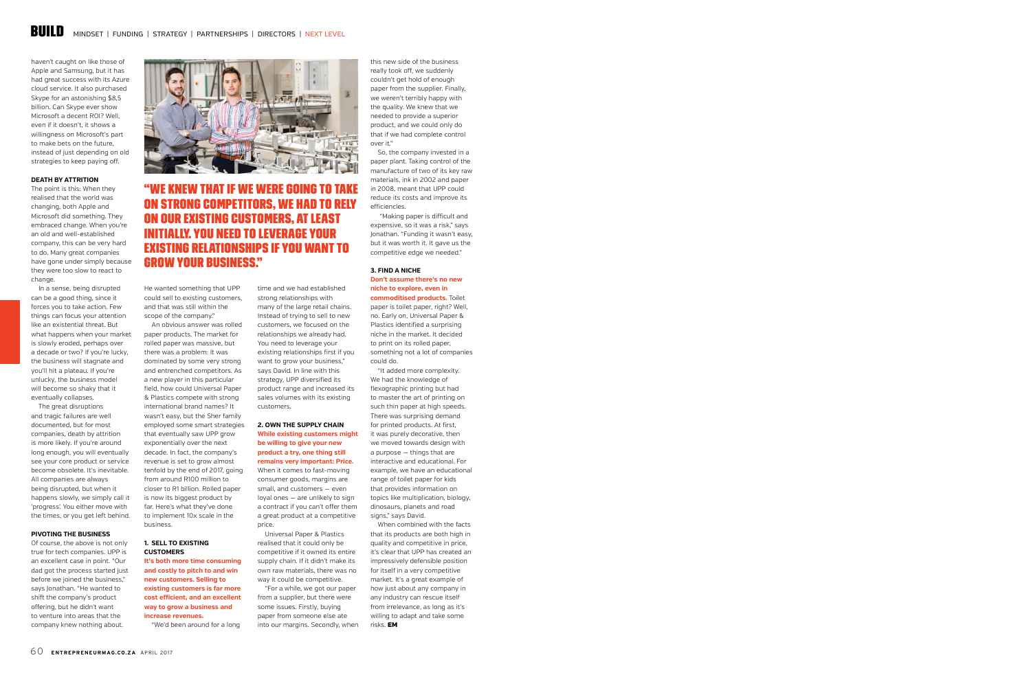haven't caught on like those of Apple and Samsung, but it has had great success with its Azure cloud service. It also purchased Skype for an astonishing $8,5 billion. Can Skype ever show Microsoft a decent ROI? Well, even if it doesn't, it shows a willingness on Microsoft's part to make bets on the future, instead of just depending on old strategies to keep paying off.

**DEATH BY ATTRITION**

The point is this: When they realised that the world was changing, both Apple and Microsoft did something. They embraced change. When you're an old and well-established company, this can be very hard to do. Many great companies have gone under simply because they were too slow to react to change.

In a sense, being disrupted can be a good thing, since it forces you to take action. Few things can focus your attention like an existential threat. But what happens when your market is slowly eroded, perhaps over a decade or two? If you're lucky, the business will stagnate and you'll hit a plateau. If you're unlucky, the business model will become so shaky that it eventually collapses.

The great disruptions and tragic failures are well documented, but for most companies, death by attrition is more likely. If you're around long enough, you will eventually see your core product or service become obsolete. It's inevitable. All companies are always being disrupted, but when it happens slowly, we simply call it 'progress'. You either move with the times, or you get left behind.

**PIVOTING THE BUSINESS**

Of course, the above is not only true for tech companies. UPP is an excellent case in point. "Our dad got the process started just before we joined the business," says Jonathan. "He wanted to shift the company's product offering, but he didn't want to venture into areas that the company knew nothing about.

## "WE KNEW THAT IF WE WERE GOING TO TAKE ON STRONG COMPETITORS, WE HAD TO RELY ON OUR EXISTING CUSTOMERS, AT LEAST INITIALLY. YOU NEED TO LEVERAGE YOUR EXISTING RELATIONSHIPS IF YOU WANT TO GROW YOUR BUSINESS."

He wanted something that UPP could sell to existing customers, and that was still within the scope of the company."

An obvious answer was rolled paper products. The market for rolled paper was massive, but there was a problem: It was dominated by some very strong and entrenched competitors. As a new player in this particular field, how could Universal Paper & Plastics compete with strong international brand names? It wasn't easy, but the Sher family employed some smart strategies that eventually saw UPP grow exponentially over the next decade. In fact, the company's revenue is set to grow almost tenfold by the end of 2017, going from around R100 million to closer to R1 billion. Rolled paper is now its biggest product by far. Here's what they've done to implement 10x scale in the business.

**1. SELL TO EXISTING CUSTOMERS**

**It's both more time consuming and costly to pitch to and win new customers. Selling to existing customers is far more cost efficient, and an excellent way to grow a business and increase revenues.**

"We'd been around for a long time and we had established strong relationships with many of the large retail chains. Instead of trying to sell to new customers, we focused on the relationships we already had. You need to leverage your existing relationships first if you want to grow your business," says David. In line with this strategy, UPP diversified its product range and increased its sales volumes with its existing customers.

**2. OWN THE SUPPLY CHAIN**

**While existing customers might be willing to give your new product a try, one thing still remains very important: Price.** When it comes to fast-moving consumer goods, margins are small, and customers — even loyal ones — are unlikely to sign a contract if you can't offer them a great product at a competitive price.

Universal Paper & Plastics realised that it could only be competitive if it owned its entire supply chain. If it didn't make its own raw materials, there was no way it could be competitive.

"For a while, we got our paper from a supplier, but there were some issues. Firstly, buying paper from someone else ate into our margins. Secondly, when this new side of the business really took off, we suddenly couldn't get hold of enough paper from the supplier. Finally, we weren't terribly happy with the quality. We knew that we needed to provide a superior product, and we could only do that if we had complete control over it."

So, the company invested in a paper plant. Taking control of the manufacture of two of its key raw materials, ink in 2002 and paper in 2008, meant that UPP could reduce its costs and improve its efficiencies.

"Making paper is difficult and expensive, so it was a risk," says Jonathan. "Funding it wasn't easy, but it was worth it. It gave us the competitive edge we needed."

**3. FIND A NICHE**

**Don't assume there's no new niche to explore, even in commoditised products.** Toilet paper is toilet paper, right? Well, no. Early on, Universal Paper & Plastics identified a surprising niche in the market. It decided to print on its rolled paper, something not a lot of companies could do.

"It added more complexity. We had the knowledge of flexographic printing but had to master the art of printing on such thin paper at high speeds. There was surprising demand for printed products. At first, it was purely decorative, then we moved towards design with a purpose — things that are interactive and educational. For example, we have an educational range of toilet paper for kids that provides information on topics like multiplication, biology, dinosaurs, planets and road signs," says David.

When combined with the facts that its products are both high in quality and competitive in price, it's clear that UPP has created an impressively defensible position for itself in a very competitive market. It's a great example of how just about any company in any industry can rescue itself from irrelevance, as long as it's willing to adapt and take some risks. **EM**